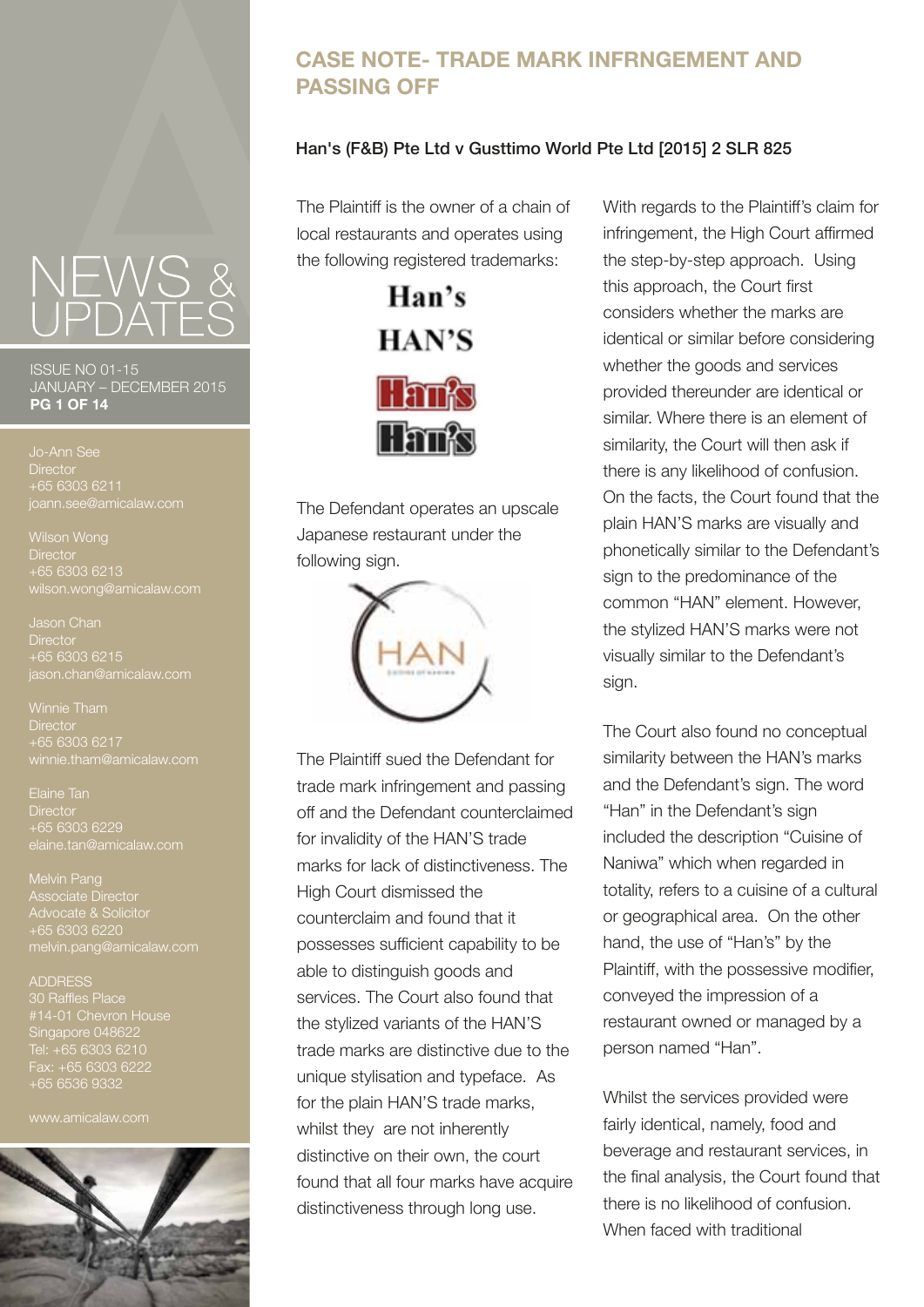# NEWS & UPDATES

ISSUE NO 01-15
JANUARY – DECEMBER 2015

Jo-Ann See
Director
+65 6303 6211
joann.see@amicalaw.com

Wilson Wong
Director
+65 6303 6213
wilson.wong@amicalaw.com

Jason Chan
Director
+65 6303 6215
jason.chan@amicalaw.com

Winnie Tham
Director
+65 6303 6217
winnie.tham@amicalaw.com

Elaine Tan
Director
+65 6303 6229
elaine.tan@amicalaw.com

Melvin Pang
Associate Director
Advocate & Solicitor
+65 6303 6220
melvin.pang@amicalaw.com

ADDRESS
30 Raffles Place
#14-01 Chevron House
Singapore 048622
Tel: +65 6303 6210
Fax: +65 6303 6222
+65 6536 9332

www.amicalaw.com

## CASE NOTE- TRADE MARK INFRNGEMENT AND PASSING OFF

**Han's (F&B) Pte Ltd v Gusttimo World Pte Ltd [2015] 2 SLR 825**

The Plaintiff is the owner of a chain of local restaurants and operates using the following registered trademarks:

Han's

HAN'S

Han's

Han's

The Defendant operates an upscale Japanese restaurant under the following sign.

HAN

The Plaintiff sued the Defendant for trade mark infringement and passing off and the Defendant counterclaimed for invalidity of the HAN'S trade marks for lack of distinctiveness. The High Court dismissed the counterclaim and found that it possesses sufficient capability to be able to distinguish goods and services. The Court also found that the stylized variants of the HAN'S trade marks are distinctive due to the unique stylisation and typeface. As for the plain HAN'S trade marks, whilst they are not inherently distinctive on their own, the court found that all four marks have acquire distinctiveness through long use.

With regards to the Plaintiff's claim for infringement, the High Court affirmed the step-by-step approach. Using this approach, the Court first considers whether the marks are identical or similar before considering whether the goods and services provided thereunder are identical or similar. Where there is an element of similarity, the Court will then ask if there is any likelihood of confusion. On the facts, the Court found that the plain HAN'S marks are visually and phonetically similar to the Defendant's sign to the predominance of the common "HAN" element. However, the stylized HAN'S marks were not visually similar to the Defendant's sign.

The Court also found no conceptual similarity between the HAN's marks and the Defendant's sign. The word "Han" in the Defendant's sign included the description "Cuisine of Naniwa" which when regarded in totality, refers to a cuisine of a cultural or geographical area. On the other hand, the use of "Han's" by the Plaintiff, with the possessive modifier, conveyed the impression of a restaurant owned or managed by a person named "Han".

Whilst the services provided were fairly identical, namely, food and beverage and restaurant services, in the final analysis, the Court found that there is no likelihood of confusion. When faced with traditional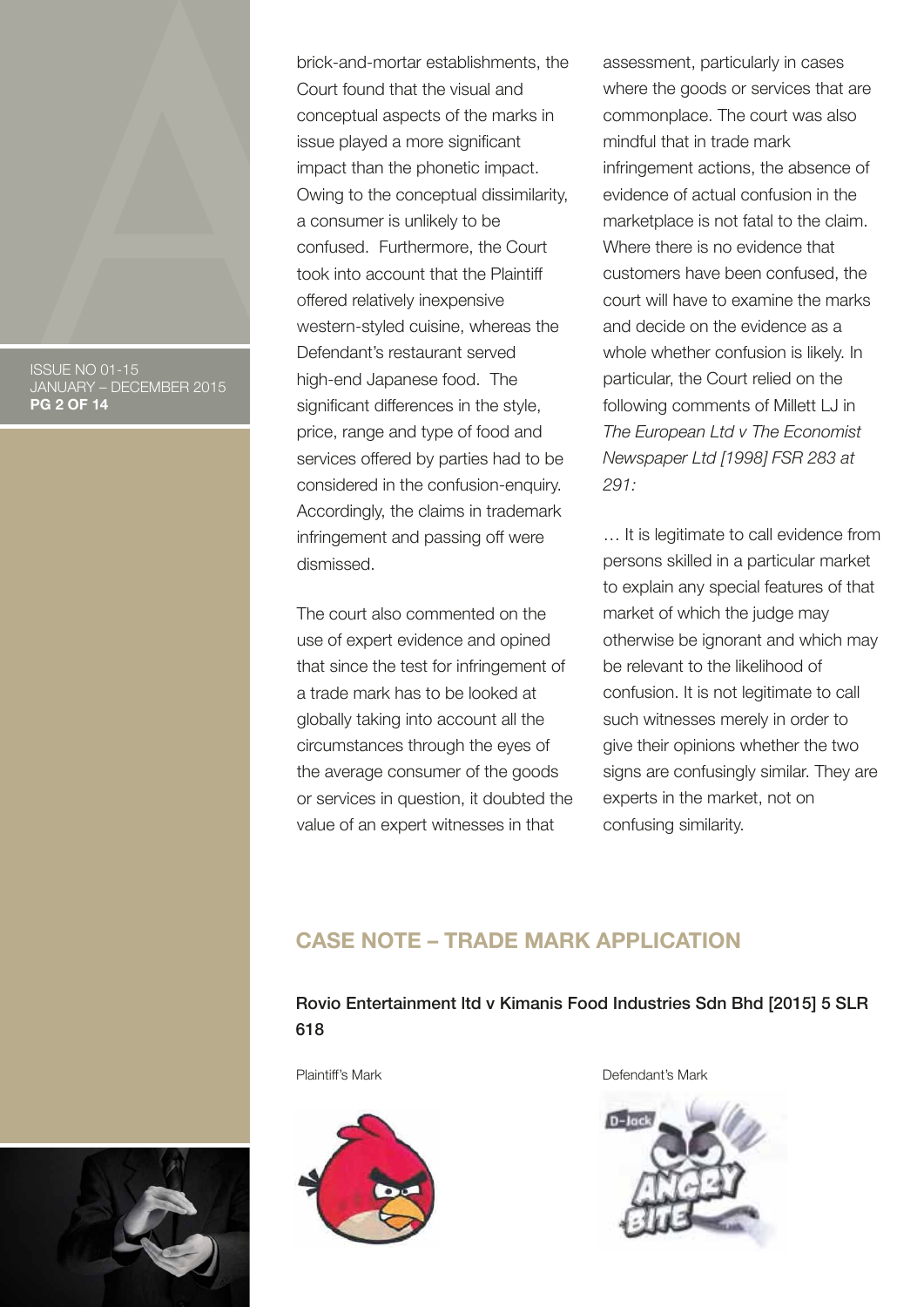brick-and-mortar establishments, the Court found that the visual and conceptual aspects of the marks in issue played a more significant impact than the phonetic impact. Owing to the conceptual dissimilarity, a consumer is unlikely to be confused. Furthermore, the Court took into account that the Plaintiff offered relatively inexpensive western-styled cuisine, whereas the Defendant's restaurant served high-end Japanese food. The significant differences in the style, price, range and type of food and services offered by parties had to be considered in the confusion-enquiry. Accordingly, the claims in trademark infringement and passing off were dismissed.

The court also commented on the use of expert evidence and opined that since the test for infringement of a trade mark has to be looked at globally taking into account all the circumstances through the eyes of the average consumer of the goods or services in question, it doubted the value of an expert witnesses in that assessment, particularly in cases where the goods or services that are commonplace. The court was also mindful that in trade mark infringement actions, the absence of evidence of actual confusion in the marketplace is not fatal to the claim. Where there is no evidence that customers have been confused, the court will have to examine the marks and decide on the evidence as a whole whether confusion is likely. In particular, the Court relied on the following comments of Millett LJ in *The European Ltd v The Economist Newspaper Ltd [1998] FSR 283 at 291:*

… It is legitimate to call evidence from persons skilled in a particular market to explain any special features of that market of which the judge may otherwise be ignorant and which may be relevant to the likelihood of confusion. It is not legitimate to call such witnesses merely in order to give their opinions whether the two signs are confusingly similar. They are experts in the market, not on confusing similarity.

## CASE NOTE – TRADE MARK APPLICATION

**Rovio Entertainment ltd v Kimanis Food Industries Sdn Bhd [2015] 5 SLR 618**

Plaintiff's Mark

Defendant's Mark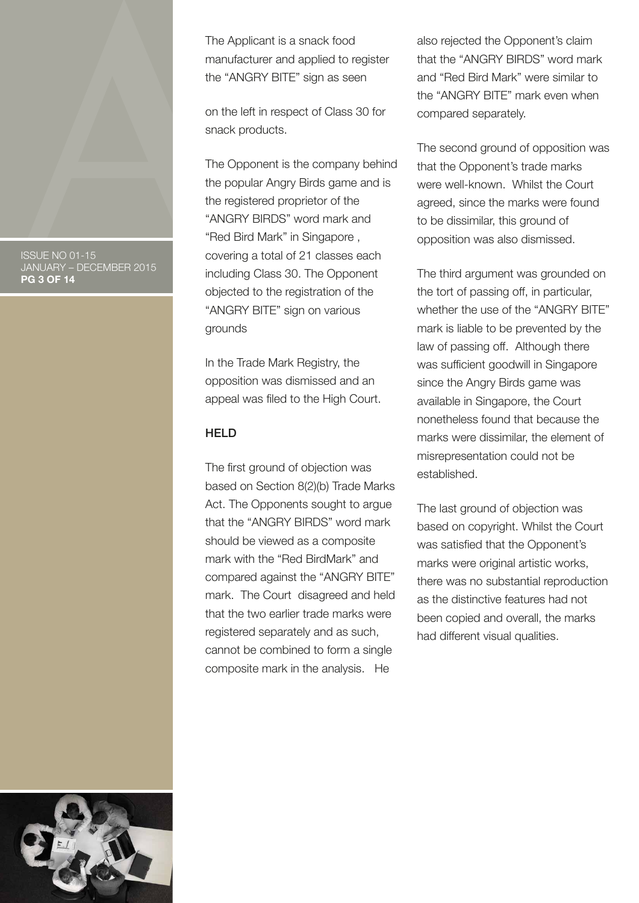The Applicant is a snack food manufacturer and applied to register the "ANGRY BITE" sign as seen

on the left in respect of Class 30 for snack products.

The Opponent is the company behind the popular Angry Birds game and is the registered proprietor of the "ANGRY BIRDS" word mark and "Red Bird Mark" in Singapore , covering a total of 21 classes each including Class 30. The Opponent objected to the registration of the "ANGRY BITE" sign on various grounds

In the Trade Mark Registry, the opposition was dismissed and an appeal was filed to the High Court.

## HELD

The first ground of objection was based on Section 8(2)(b) Trade Marks Act. The Opponents sought to argue that the "ANGRY BIRDS" word mark should be viewed as a composite mark with the "Red BirdMark" and compared against the "ANGRY BITE" mark. The Court disagreed and held that the two earlier trade marks were registered separately and as such, cannot be combined to form a single composite mark in the analysis. He also rejected the Opponent's claim that the "ANGRY BIRDS" word mark and "Red Bird Mark" were similar to the "ANGRY BITE" mark even when compared separately.

The second ground of opposition was that the Opponent's trade marks were well-known. Whilst the Court agreed, since the marks were found to be dissimilar, this ground of opposition was also dismissed.

The third argument was grounded on the tort of passing off, in particular, whether the use of the "ANGRY BITE" mark is liable to be prevented by the law of passing off. Although there was sufficient goodwill in Singapore since the Angry Birds game was available in Singapore, the Court nonetheless found that because the marks were dissimilar, the element of misrepresentation could not be established.

The last ground of objection was based on copyright. Whilst the Court was satisfied that the Opponent's marks were original artistic works, there was no substantial reproduction as the distinctive features had not been copied and overall, the marks had different visual qualities.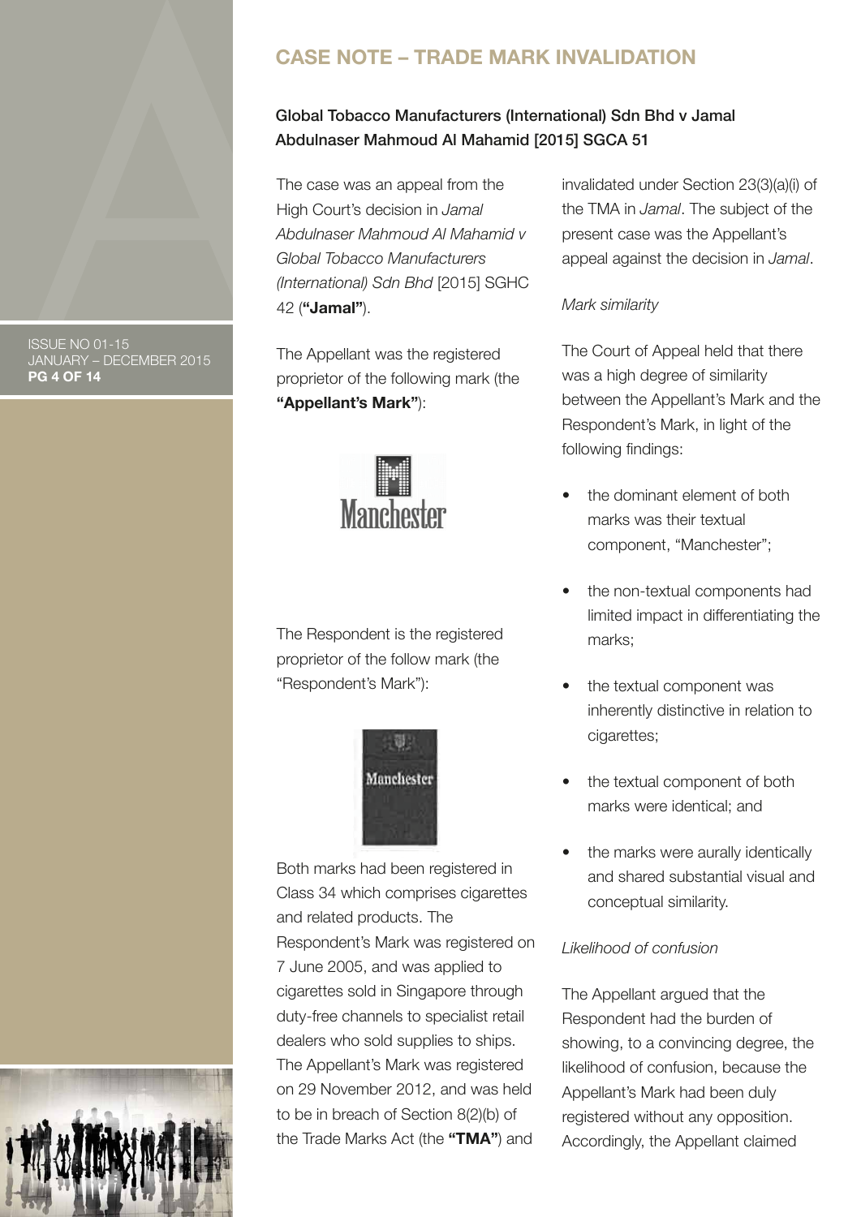## CASE NOTE – TRADE MARK INVALIDATION

### Global Tobacco Manufacturers (International) Sdn Bhd v Jamal Abdulnaser Mahmoud Al Mahamid [2015] SGCA 51

The case was an appeal from the High Court's decision in *Jamal Abdulnaser Mahmoud Al Mahamid v Global Tobacco Manufacturers (International) Sdn Bhd* [2015] SGHC 42 (**"Jamal"**).

The Appellant was the registered proprietor of the following mark (the **"Appellant's Mark"**):

The Respondent is the registered proprietor of the follow mark (the "Respondent's Mark"):

Both marks had been registered in Class 34 which comprises cigarettes and related products. The Respondent's Mark was registered on 7 June 2005, and was applied to cigarettes sold in Singapore through duty-free channels to specialist retail dealers who sold supplies to ships. The Appellant's Mark was registered on 29 November 2012, and was held to be in breach of Section 8(2)(b) of the Trade Marks Act (the **"TMA"**) and invalidated under Section 23(3)(a)(i) of the TMA in *Jamal*. The subject of the present case was the Appellant's appeal against the decision in *Jamal*.

*Mark similarity*

The Court of Appeal held that there was a high degree of similarity between the Appellant's Mark and the Respondent's Mark, in light of the following findings:

- the dominant element of both marks was their textual component, "Manchester";
- the non-textual components had limited impact in differentiating the marks;
- the textual component was inherently distinctive in relation to cigarettes;
- the textual component of both marks were identical; and
- the marks were aurally identically and shared substantial visual and conceptual similarity.

*Likelihood of confusion*

The Appellant argued that the Respondent had the burden of showing, to a convincing degree, the likelihood of confusion, because the Appellant's Mark had been duly registered without any opposition. Accordingly, the Appellant claimed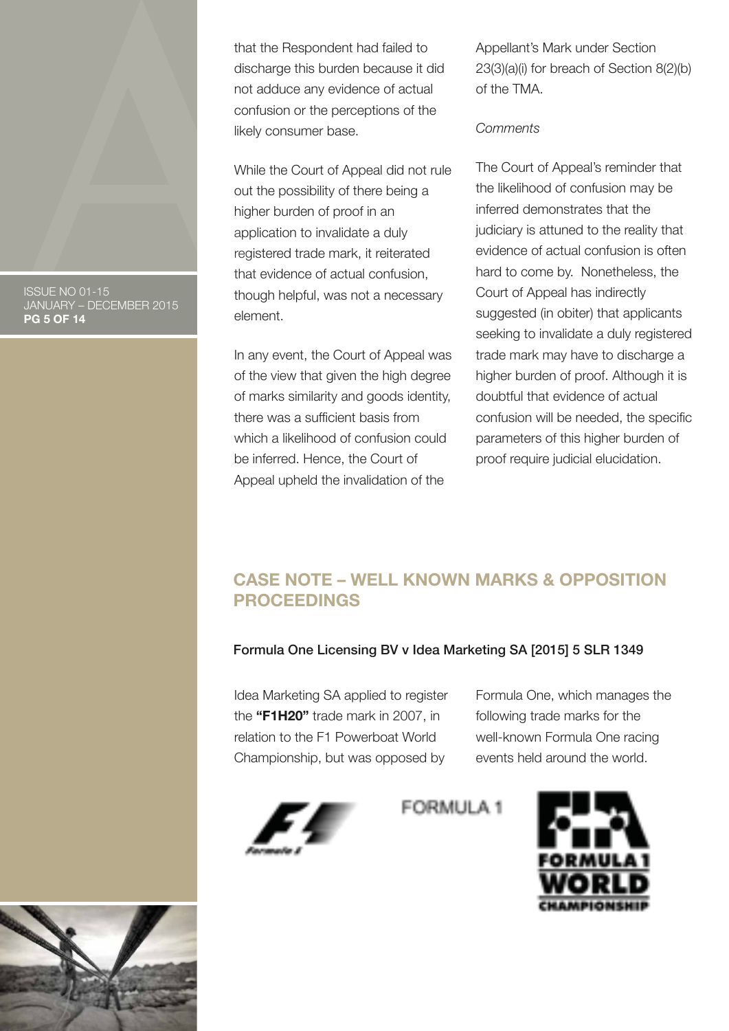that the Respondent had failed to discharge this burden because it did not adduce any evidence of actual confusion or the perceptions of the likely consumer base.

While the Court of Appeal did not rule out the possibility of there being a higher burden of proof in an application to invalidate a duly registered trade mark, it reiterated that evidence of actual confusion, though helpful, was not a necessary element.

In any event, the Court of Appeal was of the view that given the high degree of marks similarity and goods identity, there was a sufficient basis from which a likelihood of confusion could be inferred. Hence, the Court of Appeal upheld the invalidation of the Appellant's Mark under Section 23(3)(a)(i) for breach of Section 8(2)(b) of the TMA.

*Comments*

The Court of Appeal's reminder that the likelihood of confusion may be inferred demonstrates that the judiciary is attuned to the reality that evidence of actual confusion is often hard to come by. Nonetheless, the Court of Appeal has indirectly suggested (in obiter) that applicants seeking to invalidate a duly registered trade mark may have to discharge a higher burden of proof. Although it is doubtful that evidence of actual confusion will be needed, the specific parameters of this higher burden of proof require judicial elucidation.

## CASE NOTE – WELL KNOWN MARKS & OPPOSITION PROCEEDINGS

**Formula One Licensing BV v Idea Marketing SA [2015] 5 SLR 1349**

Idea Marketing SA applied to register the **"F1H20"** trade mark in 2007, in relation to the F1 Powerboat World Championship, but was opposed by Formula One, which manages the following trade marks for the well-known Formula One racing events held around the world.

FORMULA 1

FORMULA 1 WORLD CHAMPIONSHIP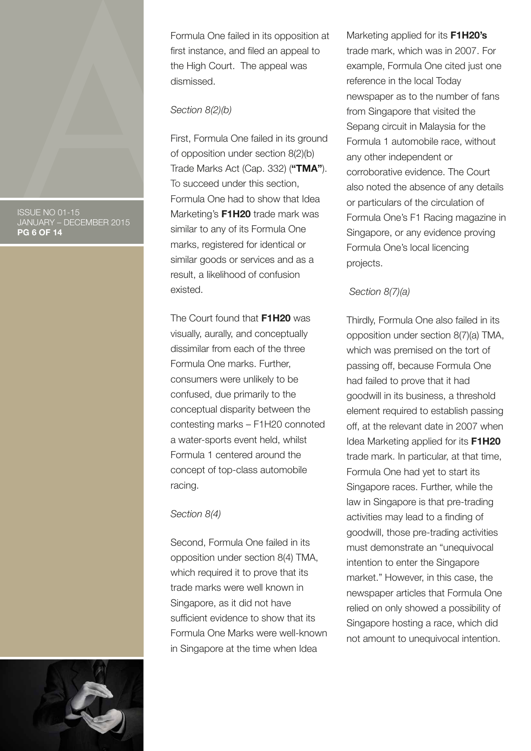Formula One failed in its opposition at first instance, and filed an appeal to the High Court. The appeal was dismissed.

*Section 8(2)(b)*

First, Formula One failed in its ground of opposition under section 8(2)(b) Trade Marks Act (Cap. 332) (**"TMA"**). To succeed under this section, Formula One had to show that Idea Marketing's **F1H20** trade mark was similar to any of its Formula One marks, registered for identical or similar goods or services and as a result, a likelihood of confusion existed.

The Court found that **F1H20** was visually, aurally, and conceptually dissimilar from each of the three Formula One marks. Further, consumers were unlikely to be confused, due primarily to the conceptual disparity between the contesting marks – F1H20 connoted a water-sports event held, whilst Formula 1 centered around the concept of top-class automobile racing.

*Section 8(4)*

Second, Formula One failed in its opposition under section 8(4) TMA, which required it to prove that its trade marks were well known in Singapore, as it did not have sufficient evidence to show that its Formula One Marks were well-known in Singapore at the time when Idea Marketing applied for its **F1H20's** trade mark, which was in 2007. For example, Formula One cited just one reference in the local Today newspaper as to the number of fans from Singapore that visited the Sepang circuit in Malaysia for the Formula 1 automobile race, without any other independent or corroborative evidence. The Court also noted the absence of any details or particulars of the circulation of Formula One's F1 Racing magazine in Singapore, or any evidence proving Formula One's local licencing projects.

*Section 8(7)(a)*

Thirdly, Formula One also failed in its opposition under section 8(7)(a) TMA, which was premised on the tort of passing off, because Formula One had failed to prove that it had goodwill in its business, a threshold element required to establish passing off, at the relevant date in 2007 when Idea Marketing applied for its **F1H20** trade mark. In particular, at that time, Formula One had yet to start its Singapore races. Further, while the law in Singapore is that pre-trading activities may lead to a finding of goodwill, those pre-trading activities must demonstrate an "unequivocal intention to enter the Singapore market." However, in this case, the newspaper articles that Formula One relied on only showed a possibility of Singapore hosting a race, which did not amount to unequivocal intention.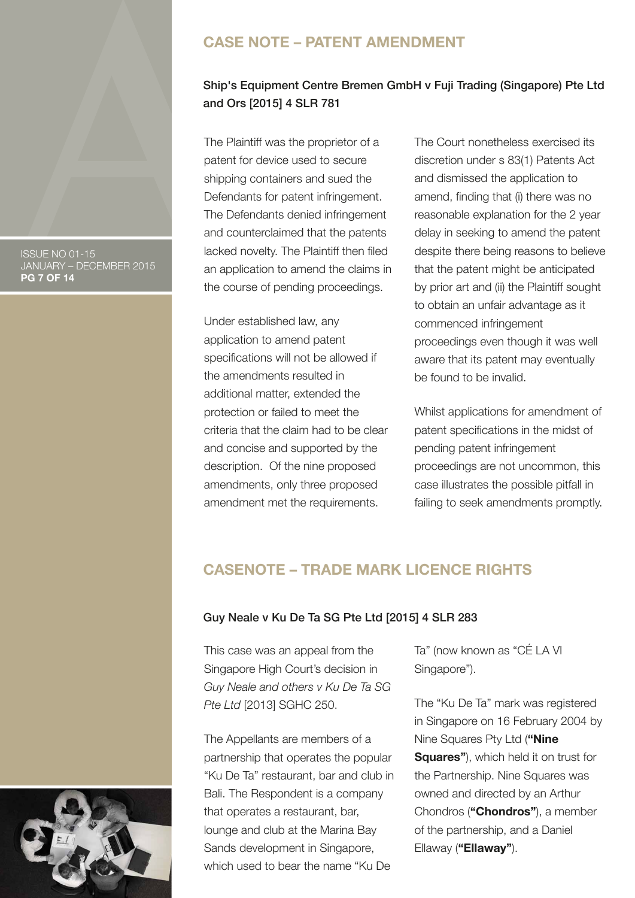## CASE NOTE – PATENT AMENDMENT

### Ship's Equipment Centre Bremen GmbH v Fuji Trading (Singapore) Pte Ltd and Ors [2015] 4 SLR 781

The Plaintiff was the proprietor of a patent for device used to secure shipping containers and sued the Defendants for patent infringement. The Defendants denied infringement and counterclaimed that the patents lacked novelty. The Plaintiff then filed an application to amend the claims in the course of pending proceedings.

Under established law, any application to amend patent specifications will not be allowed if the amendments resulted in additional matter, extended the protection or failed to meet the criteria that the claim had to be clear and concise and supported by the description. Of the nine proposed amendments, only three proposed amendment met the requirements.

The Court nonetheless exercised its discretion under s 83(1) Patents Act and dismissed the application to amend, finding that (i) there was no reasonable explanation for the 2 year delay in seeking to amend the patent despite there being reasons to believe that the patent might be anticipated by prior art and (ii) the Plaintiff sought to obtain an unfair advantage as it commenced infringement proceedings even though it was well aware that its patent may eventually be found to be invalid.

Whilst applications for amendment of patent specifications in the midst of pending patent infringement proceedings are not uncommon, this case illustrates the possible pitfall in failing to seek amendments promptly.

## CASENOTE – TRADE MARK LICENCE RIGHTS

### Guy Neale v Ku De Ta SG Pte Ltd [2015] 4 SLR 283

This case was an appeal from the Singapore High Court's decision in *Guy Neale and others v Ku De Ta SG Pte Ltd* [2013] SGHC 250.

The Appellants are members of a partnership that operates the popular "Ku De Ta" restaurant, bar and club in Bali. The Respondent is a company that operates a restaurant, bar, lounge and club at the Marina Bay Sands development in Singapore, which used to bear the name "Ku De Ta" (now known as "CÉ LA VI Singapore").

The "Ku De Ta" mark was registered in Singapore on 16 February 2004 by Nine Squares Pty Ltd (**"Nine Squares"**), which held it on trust for the Partnership. Nine Squares was owned and directed by an Arthur Chondros (**"Chondros"**), a member of the partnership, and a Daniel Ellaway (**"Ellaway"**).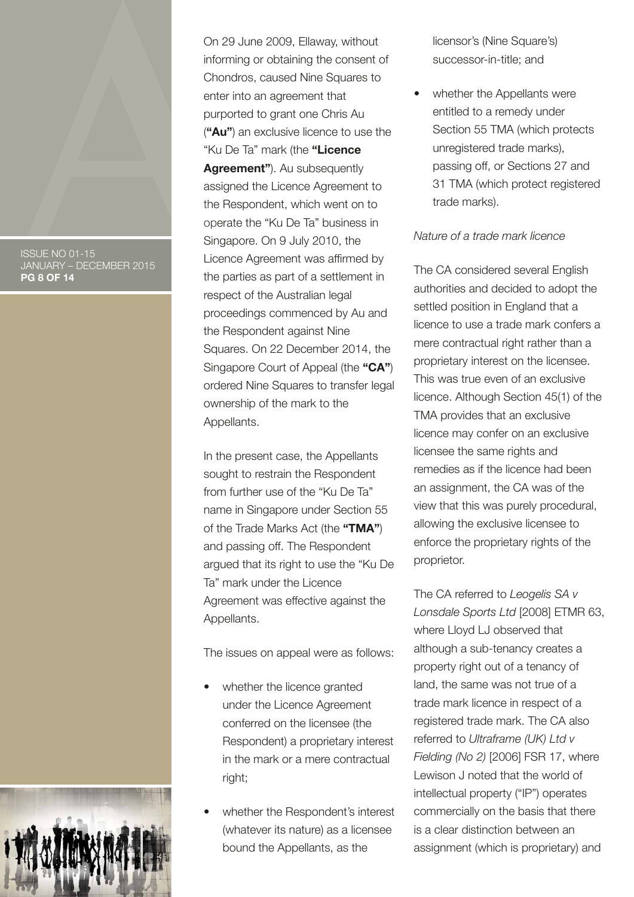On 29 June 2009, Ellaway, without informing or obtaining the consent of Chondros, caused Nine Squares to enter into an agreement that purported to grant one Chris Au (**"Au"**) an exclusive licence to use the "Ku De Ta" mark (the **"Licence Agreement"**). Au subsequently assigned the Licence Agreement to the Respondent, which went on to operate the "Ku De Ta" business in Singapore. On 9 July 2010, the Licence Agreement was affirmed by the parties as part of a settlement in respect of the Australian legal proceedings commenced by Au and the Respondent against Nine Squares. On 22 December 2014, the Singapore Court of Appeal (the **"CA"**) ordered Nine Squares to transfer legal ownership of the mark to the Appellants.

In the present case, the Appellants sought to restrain the Respondent from further use of the "Ku De Ta" name in Singapore under Section 55 of the Trade Marks Act (the **"TMA"**) and passing off. The Respondent argued that its right to use the "Ku De Ta" mark under the Licence Agreement was effective against the Appellants.

The issues on appeal were as follows:

- whether the licence granted under the Licence Agreement conferred on the licensee (the Respondent) a proprietary interest in the mark or a mere contractual right;
- whether the Respondent's interest (whatever its nature) as a licensee bound the Appellants, as the licensor's (Nine Square's) successor-in-title; and
- whether the Appellants were entitled to a remedy under Section 55 TMA (which protects unregistered trade marks), passing off, or Sections 27 and 31 TMA (which protect registered trade marks).

*Nature of a trade mark licence*

The CA considered several English authorities and decided to adopt the settled position in England that a licence to use a trade mark confers a mere contractual right rather than a proprietary interest on the licensee. This was true even of an exclusive licence. Although Section 45(1) of the TMA provides that an exclusive licence may confer on an exclusive licensee the same rights and remedies as if the licence had been an assignment, the CA was of the view that this was purely procedural, allowing the exclusive licensee to enforce the proprietary rights of the proprietor.

The CA referred to *Leogelis SA v Lonsdale Sports Ltd* [2008] ETMR 63, where Lloyd LJ observed that although a sub-tenancy creates a property right out of a tenancy of land, the same was not true of a trade mark licence in respect of a registered trade mark. The CA also referred to *Ultraframe (UK) Ltd v Fielding (No 2)* [2006] FSR 17, where Lewison J noted that the world of intellectual property ("IP") operates commercially on the basis that there is a clear distinction between an assignment (which is proprietary) and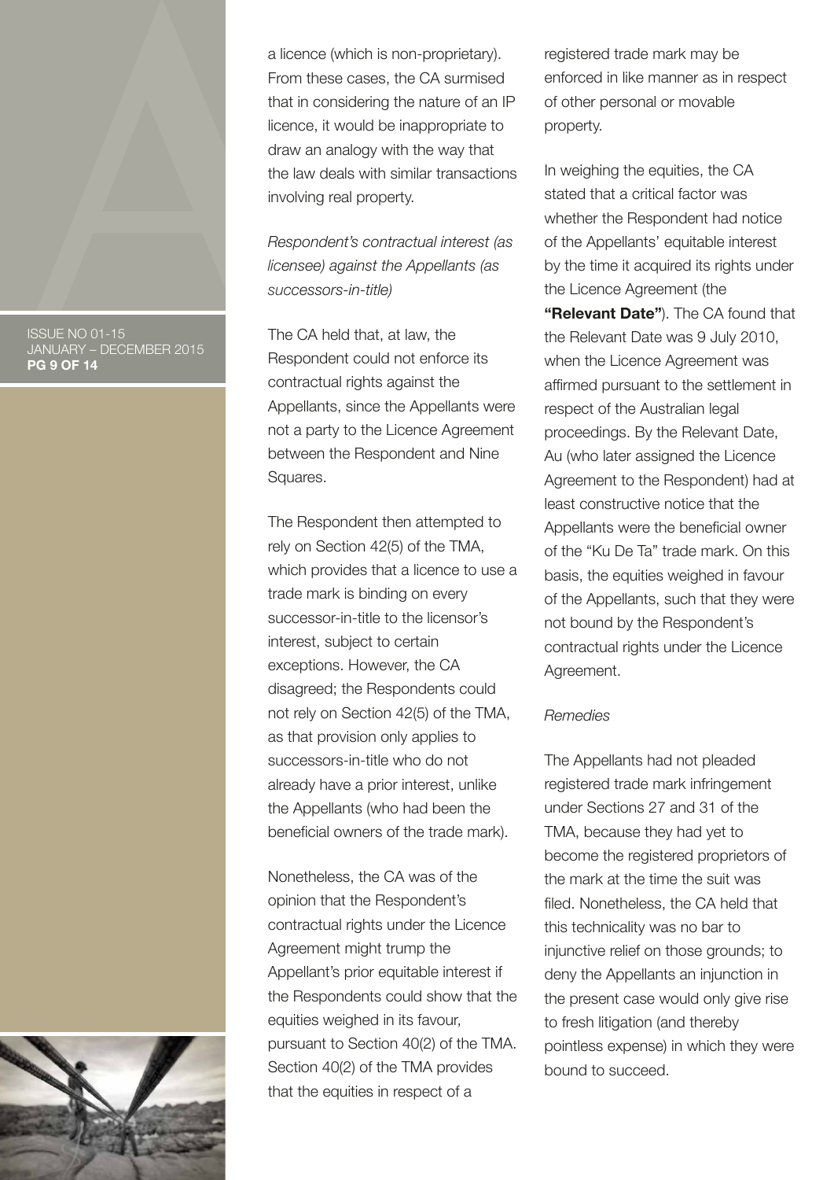a licence (which is non-proprietary). From these cases, the CA surmised that in considering the nature of an IP licence, it would be inappropriate to draw an analogy with the way that the law deals with similar transactions involving real property.

*Respondent's contractual interest (as licensee) against the Appellants (as successors-in-title)*

The CA held that, at law, the Respondent could not enforce its contractual rights against the Appellants, since the Appellants were not a party to the Licence Agreement between the Respondent and Nine Squares.

The Respondent then attempted to rely on Section 42(5) of the TMA, which provides that a licence to use a trade mark is binding on every successor-in-title to the licensor's interest, subject to certain exceptions. However, the CA disagreed; the Respondents could not rely on Section 42(5) of the TMA, as that provision only applies to successors-in-title who do not already have a prior interest, unlike the Appellants (who had been the beneficial owners of the trade mark).

Nonetheless, the CA was of the opinion that the Respondent's contractual rights under the Licence Agreement might trump the Appellant's prior equitable interest if the Respondents could show that the equities weighed in its favour, pursuant to Section 40(2) of the TMA. Section 40(2) of the TMA provides that the equities in respect of a registered trade mark may be enforced in like manner as in respect of other personal or movable property.

In weighing the equities, the CA stated that a critical factor was whether the Respondent had notice of the Appellants' equitable interest by the time it acquired its rights under the Licence Agreement (the **"Relevant Date"**). The CA found that the Relevant Date was 9 July 2010, when the Licence Agreement was affirmed pursuant to the settlement in respect of the Australian legal proceedings. By the Relevant Date, Au (who later assigned the Licence Agreement to the Respondent) had at least constructive notice that the Appellants were the beneficial owner of the "Ku De Ta" trade mark. On this basis, the equities weighed in favour of the Appellants, such that they were not bound by the Respondent's contractual rights under the Licence Agreement.

*Remedies*

The Appellants had not pleaded registered trade mark infringement under Sections 27 and 31 of the TMA, because they had yet to become the registered proprietors of the mark at the time the suit was filed. Nonetheless, the CA held that this technicality was no bar to injunctive relief on those grounds; to deny the Appellants an injunction in the present case would only give rise to fresh litigation (and thereby pointless expense) in which they were bound to succeed.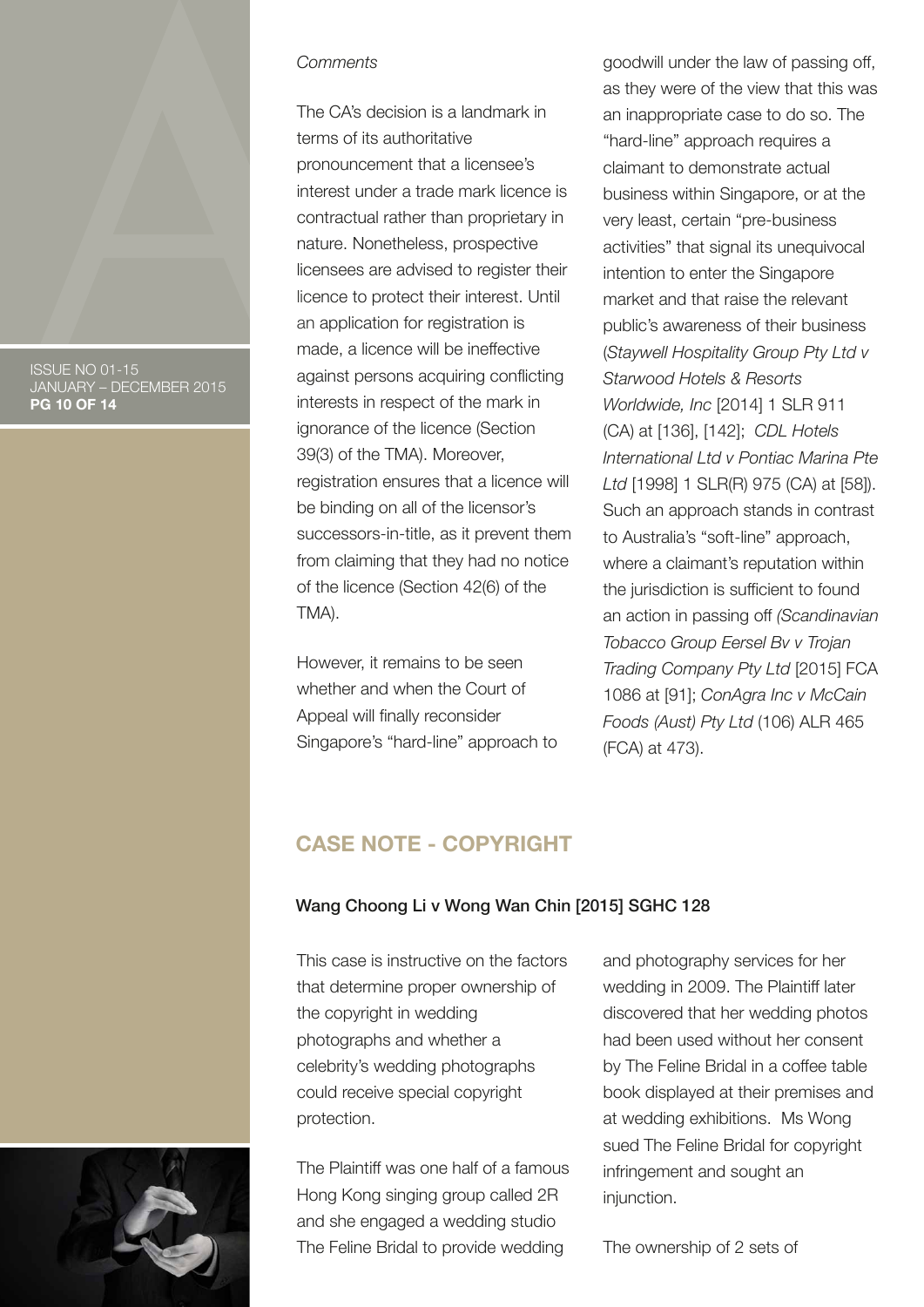*Comments*

The CA's decision is a landmark in terms of its authoritative pronouncement that a licensee's interest under a trade mark licence is contractual rather than proprietary in nature. Nonetheless, prospective licensees are advised to register their licence to protect their interest. Until an application for registration is made, a licence will be ineffective against persons acquiring conflicting interests in respect of the mark in ignorance of the licence (Section 39(3) of the TMA). Moreover, registration ensures that a licence will be binding on all of the licensor's successors-in-title, as it prevent them from claiming that they had no notice of the licence (Section 42(6) of the TMA).

However, it remains to be seen whether and when the Court of Appeal will finally reconsider Singapore's "hard-line" approach to goodwill under the law of passing off, as they were of the view that this was an inappropriate case to do so. The "hard-line" approach requires a claimant to demonstrate actual business within Singapore, or at the very least, certain "pre-business activities" that signal its unequivocal intention to enter the Singapore market and that raise the relevant public's awareness of their business (*Staywell Hospitality Group Pty Ltd v Starwood Hotels & Resorts Worldwide, Inc* [2014] 1 SLR 911 (CA) at [136], [142]; *CDL Hotels International Ltd v Pontiac Marina Pte Ltd* [1998] 1 SLR(R) 975 (CA) at [58]). Such an approach stands in contrast to Australia's "soft-line" approach, where a claimant's reputation within the jurisdiction is sufficient to found an action in passing off *(Scandinavian Tobacco Group Eersel Bv v Trojan Trading Company Pty Ltd* [2015] FCA 1086 at [91]; *ConAgra Inc v McCain Foods (Aust) Pty Ltd* (106) ALR 465 (FCA) at 473).

## CASE NOTE - COPYRIGHT

**Wang Choong Li v Wong Wan Chin [2015] SGHC 128**

This case is instructive on the factors that determine proper ownership of the copyright in wedding photographs and whether a celebrity's wedding photographs could receive special copyright protection.

The Plaintiff was one half of a famous Hong Kong singing group called 2R and she engaged a wedding studio The Feline Bridal to provide wedding and photography services for her wedding in 2009. The Plaintiff later discovered that her wedding photos had been used without her consent by The Feline Bridal in a coffee table book displayed at their premises and at wedding exhibitions. Ms Wong sued The Feline Bridal for copyright infringement and sought an injunction.

The ownership of 2 sets of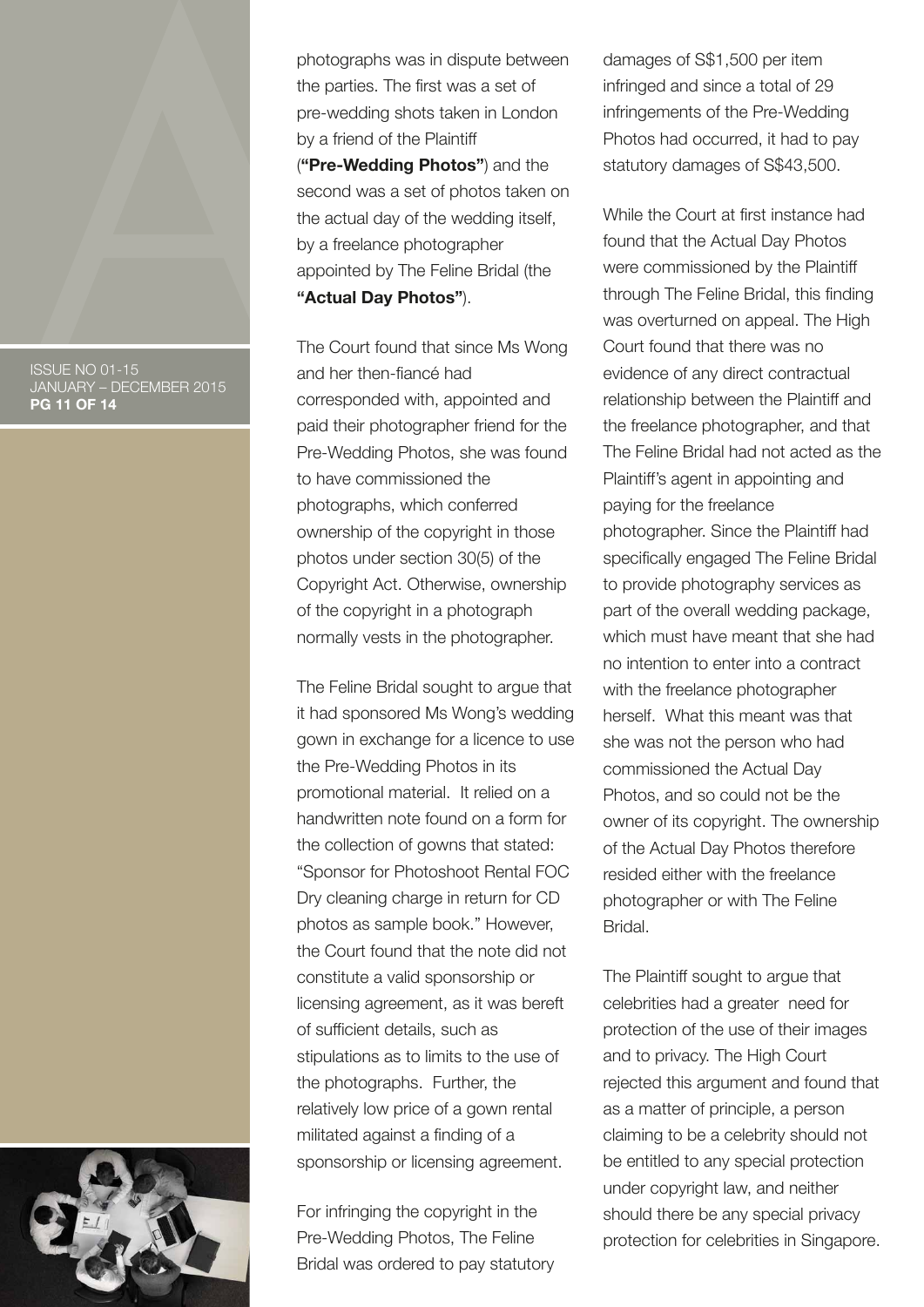photographs was in dispute between the parties. The first was a set of pre-wedding shots taken in London by a friend of the Plaintiff (**"Pre-Wedding Photos"**) and the second was a set of photos taken on the actual day of the wedding itself, by a freelance photographer appointed by The Feline Bridal (the **"Actual Day Photos"**).

The Court found that since Ms Wong and her then-fiancé had corresponded with, appointed and paid their photographer friend for the Pre-Wedding Photos, she was found to have commissioned the photographs, which conferred ownership of the copyright in those photos under section 30(5) of the Copyright Act. Otherwise, ownership of the copyright in a photograph normally vests in the photographer.

The Feline Bridal sought to argue that it had sponsored Ms Wong's wedding gown in exchange for a licence to use the Pre-Wedding Photos in its promotional material. It relied on a handwritten note found on a form for the collection of gowns that stated: "Sponsor for Photoshoot Rental FOC Dry cleaning charge in return for CD photos as sample book." However, the Court found that the note did not constitute a valid sponsorship or licensing agreement, as it was bereft of sufficient details, such as stipulations as to limits to the use of the photographs. Further, the relatively low price of a gown rental militated against a finding of a sponsorship or licensing agreement.

For infringing the copyright in the Pre-Wedding Photos, The Feline Bridal was ordered to pay statutory damages of S$1,500 per item infringed and since a total of 29 infringements of the Pre-Wedding Photos had occurred, it had to pay statutory damages of S$43,500.

While the Court at first instance had found that the Actual Day Photos were commissioned by the Plaintiff through The Feline Bridal, this finding was overturned on appeal. The High Court found that there was no evidence of any direct contractual relationship between the Plaintiff and the freelance photographer, and that The Feline Bridal had not acted as the Plaintiff's agent in appointing and paying for the freelance photographer. Since the Plaintiff had specifically engaged The Feline Bridal to provide photography services as part of the overall wedding package, which must have meant that she had no intention to enter into a contract with the freelance photographer herself. What this meant was that she was not the person who had commissioned the Actual Day Photos, and so could not be the owner of its copyright. The ownership of the Actual Day Photos therefore resided either with the freelance photographer or with The Feline Bridal.

The Plaintiff sought to argue that celebrities had a greater need for protection of the use of their images and to privacy. The High Court rejected this argument and found that as a matter of principle, a person claiming to be a celebrity should not be entitled to any special protection under copyright law, and neither should there be any special privacy protection for celebrities in Singapore.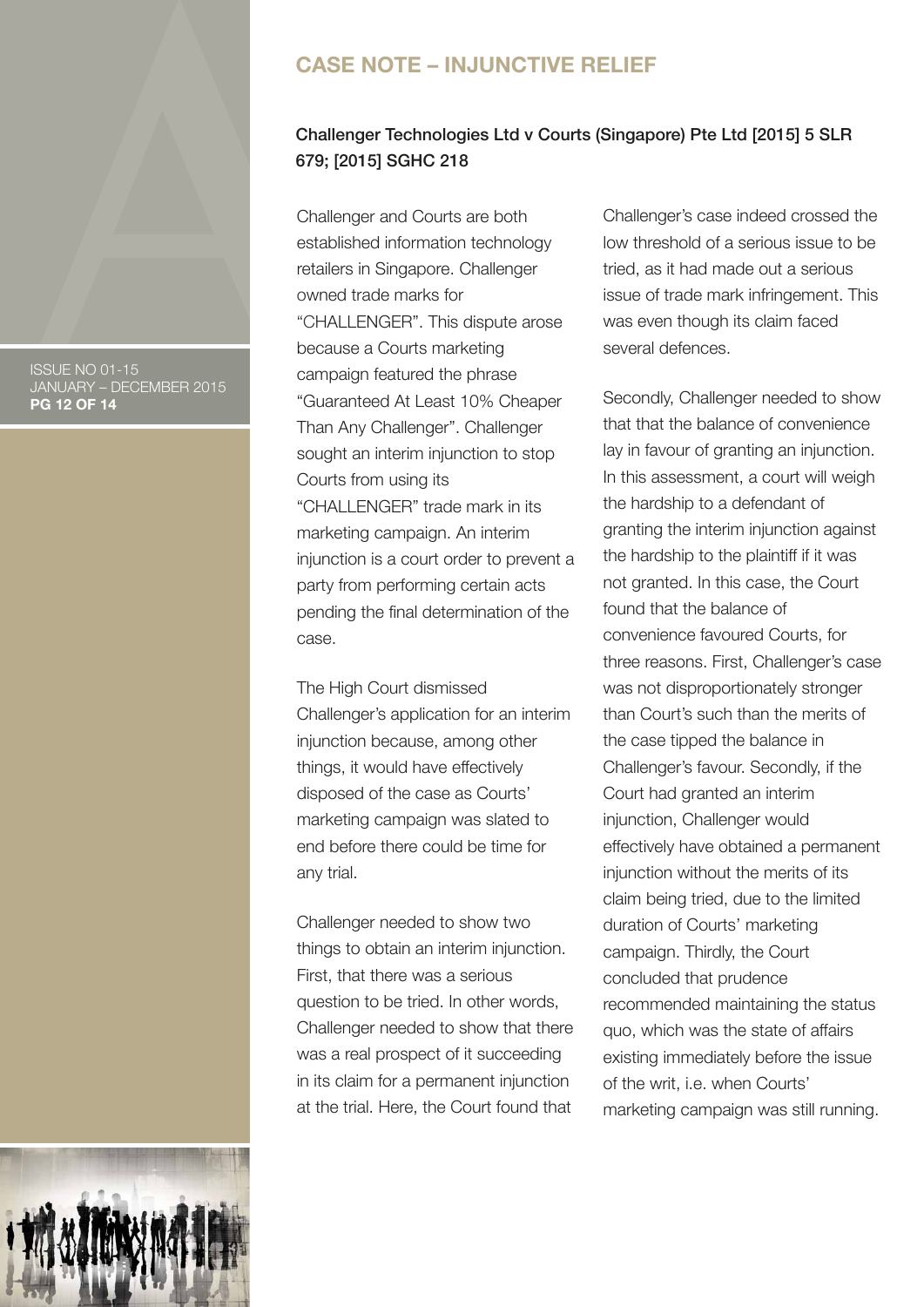## CASE NOTE – INJUNCTIVE RELIEF

### Challenger Technologies Ltd v Courts (Singapore) Pte Ltd [2015] 5 SLR 679; [2015] SGHC 218

Challenger and Courts are both established information technology retailers in Singapore. Challenger owned trade marks for "CHALLENGER". This dispute arose because a Courts marketing campaign featured the phrase "Guaranteed At Least 10% Cheaper Than Any Challenger". Challenger sought an interim injunction to stop Courts from using its "CHALLENGER" trade mark in its marketing campaign. An interim injunction is a court order to prevent a party from performing certain acts pending the final determination of the case.

The High Court dismissed Challenger's application for an interim injunction because, among other things, it would have effectively disposed of the case as Courts' marketing campaign was slated to end before there could be time for any trial.

Challenger needed to show two things to obtain an interim injunction. First, that there was a serious question to be tried. In other words, Challenger needed to show that there was a real prospect of it succeeding in its claim for a permanent injunction at the trial. Here, the Court found that Challenger's case indeed crossed the low threshold of a serious issue to be tried, as it had made out a serious issue of trade mark infringement. This was even though its claim faced several defences.

Secondly, Challenger needed to show that that the balance of convenience lay in favour of granting an injunction. In this assessment, a court will weigh the hardship to a defendant of granting the interim injunction against the hardship to the plaintiff if it was not granted. In this case, the Court found that the balance of convenience favoured Courts, for three reasons. First, Challenger's case was not disproportionately stronger than Court's such than the merits of the case tipped the balance in Challenger's favour. Secondly, if the Court had granted an interim injunction, Challenger would effectively have obtained a permanent injunction without the merits of its claim being tried, due to the limited duration of Courts' marketing campaign. Thirdly, the Court concluded that prudence recommended maintaining the status quo, which was the state of affairs existing immediately before the issue of the writ, i.e. when Courts' marketing campaign was still running.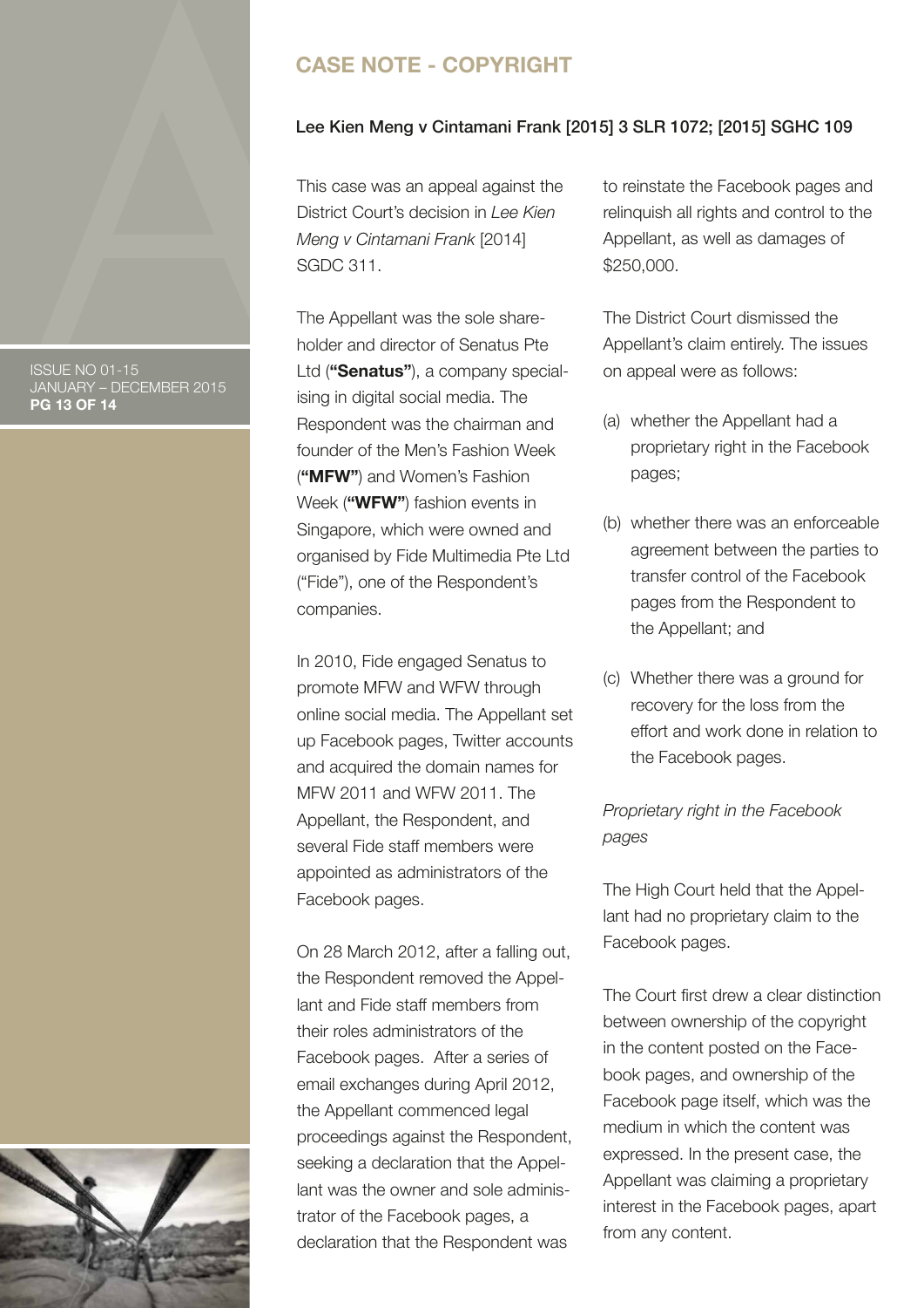## CASE NOTE - COPYRIGHT

### Lee Kien Meng v Cintamani Frank [2015] 3 SLR 1072; [2015] SGHC 109

This case was an appeal against the District Court's decision in *Lee Kien Meng v Cintamani Frank* [2014] SGDC 311.

The Appellant was the sole shareholder and director of Senatus Pte Ltd (**"Senatus"**), a company specialising in digital social media. The Respondent was the chairman and founder of the Men's Fashion Week (**"MFW"**) and Women's Fashion Week (**"WFW"**) fashion events in Singapore, which were owned and organised by Fide Multimedia Pte Ltd ("Fide"), one of the Respondent's companies.

In 2010, Fide engaged Senatus to promote MFW and WFW through online social media. The Appellant set up Facebook pages, Twitter accounts and acquired the domain names for MFW 2011 and WFW 2011. The Appellant, the Respondent, and several Fide staff members were appointed as administrators of the Facebook pages.

On 28 March 2012, after a falling out, the Respondent removed the Appellant and Fide staff members from their roles administrators of the Facebook pages. After a series of email exchanges during April 2012, the Appellant commenced legal proceedings against the Respondent, seeking a declaration that the Appellant was the owner and sole administrator of the Facebook pages, a declaration that the Respondent was to reinstate the Facebook pages and relinquish all rights and control to the Appellant, as well as damages of $250,000.

The District Court dismissed the Appellant's claim entirely. The issues on appeal were as follows:

(a) whether the Appellant had a proprietary right in the Facebook pages;

(b) whether there was an enforceable agreement between the parties to transfer control of the Facebook pages from the Respondent to the Appellant; and

(c) Whether there was a ground for recovery for the loss from the effort and work done in relation to the Facebook pages.

*Proprietary right in the Facebook pages*

The High Court held that the Appellant had no proprietary claim to the Facebook pages.

The Court first drew a clear distinction between ownership of the copyright in the content posted on the Facebook pages, and ownership of the Facebook page itself, which was the medium in which the content was expressed. In the present case, the Appellant was claiming a proprietary interest in the Facebook pages, apart from any content.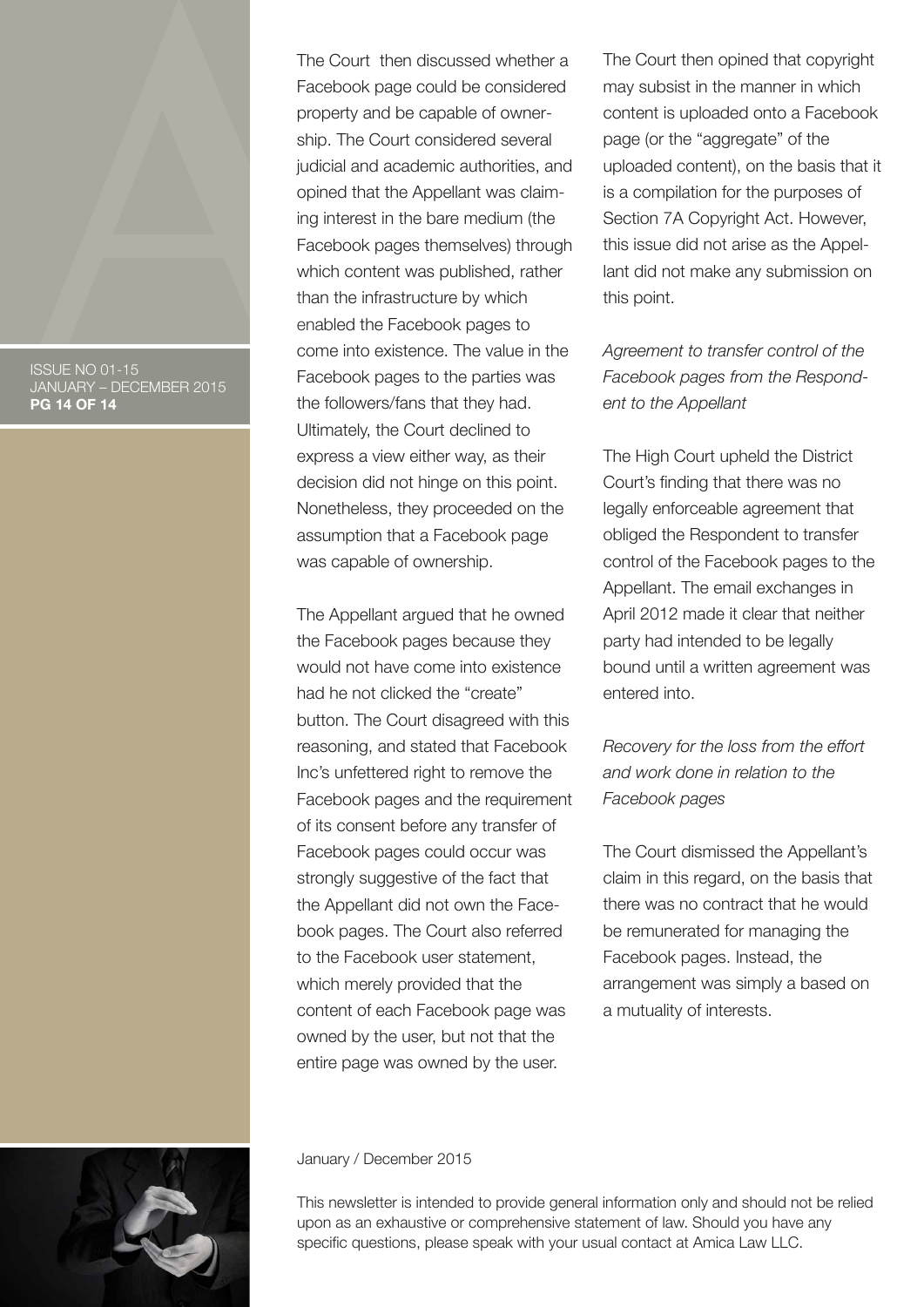The Court then discussed whether a Facebook page could be considered property and be capable of ownership. The Court considered several judicial and academic authorities, and opined that the Appellant was claiming interest in the bare medium (the Facebook pages themselves) through which content was published, rather than the infrastructure by which enabled the Facebook pages to come into existence. The value in the Facebook pages to the parties was the followers/fans that they had. Ultimately, the Court declined to express a view either way, as their decision did not hinge on this point. Nonetheless, they proceeded on the assumption that a Facebook page was capable of ownership.

The Appellant argued that he owned the Facebook pages because they would not have come into existence had he not clicked the "create" button. The Court disagreed with this reasoning, and stated that Facebook Inc's unfettered right to remove the Facebook pages and the requirement of its consent before any transfer of Facebook pages could occur was strongly suggestive of the fact that the Appellant did not own the Facebook pages. The Court also referred to the Facebook user statement, which merely provided that the content of each Facebook page was owned by the user, but not that the entire page was owned by the user.

The Court then opined that copyright may subsist in the manner in which content is uploaded onto a Facebook page (or the "aggregate" of the uploaded content), on the basis that it is a compilation for the purposes of Section 7A Copyright Act. However, this issue did not arise as the Appellant did not make any submission on this point.

*Agreement to transfer control of the Facebook pages from the Respondent to the Appellant*

The High Court upheld the District Court's finding that there was no legally enforceable agreement that obliged the Respondent to transfer control of the Facebook pages to the Appellant. The email exchanges in April 2012 made it clear that neither party had intended to be legally bound until a written agreement was entered into.

*Recovery for the loss from the effort and work done in relation to the Facebook pages*

The Court dismissed the Appellant's claim in this regard, on the basis that there was no contract that he would be remunerated for managing the Facebook pages. Instead, the arrangement was simply a based on a mutuality of interests.

January / December 2015

This newsletter is intended to provide general information only and should not be relied upon as an exhaustive or comprehensive statement of law. Should you have any specific questions, please speak with your usual contact at Amica Law LLC.